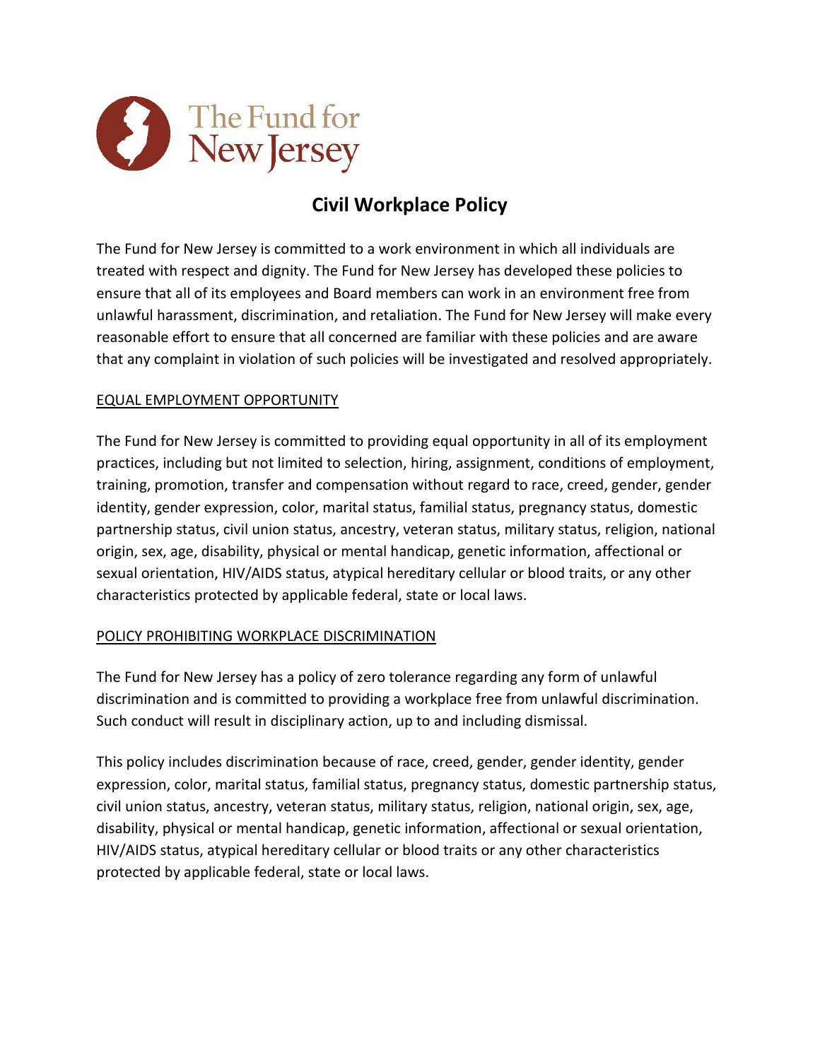The Fund for New Jersey

# Civil Workplace Policy

The Fund for New Jersey is committed to a work environment in which all individuals are treated with respect and dignity. The Fund for New Jersey has developed these policies to ensure that all of its employees and Board members can work in an environment free from unlawful harassment, discrimination, and retaliation. The Fund for New Jersey will make every reasonable effort to ensure that all concerned are familiar with these policies and are aware that any complaint in violation of such policies will be investigated and resolved appropriately.

## EQUAL EMPLOYMENT OPPORTUNITY

The Fund for New Jersey is committed to providing equal opportunity in all of its employment practices, including but not limited to selection, hiring, assignment, conditions of employment, training, promotion, transfer and compensation without regard to race, creed, gender, gender identity, gender expression, color, marital status, familial status, pregnancy status, domestic partnership status, civil union status, ancestry, veteran status, military status, religion, national origin, sex, age, disability, physical or mental handicap, genetic information, affectional or sexual orientation, HIV/AIDS status, atypical hereditary cellular or blood traits, or any other characteristics protected by applicable federal, state or local laws.

## POLICY PROHIBITING WORKPLACE DISCRIMINATION

The Fund for New Jersey has a policy of zero tolerance regarding any form of unlawful discrimination and is committed to providing a workplace free from unlawful discrimination. Such conduct will result in disciplinary action, up to and including dismissal.

This policy includes discrimination because of race, creed, gender, gender identity, gender expression, color, marital status, familial status, pregnancy status, domestic partnership status, civil union status, ancestry, veteran status, military status, religion, national origin, sex, age, disability, physical or mental handicap, genetic information, affectional or sexual orientation, HIV/AIDS status, atypical hereditary cellular or blood traits or any other characteristics protected by applicable federal, state or local laws.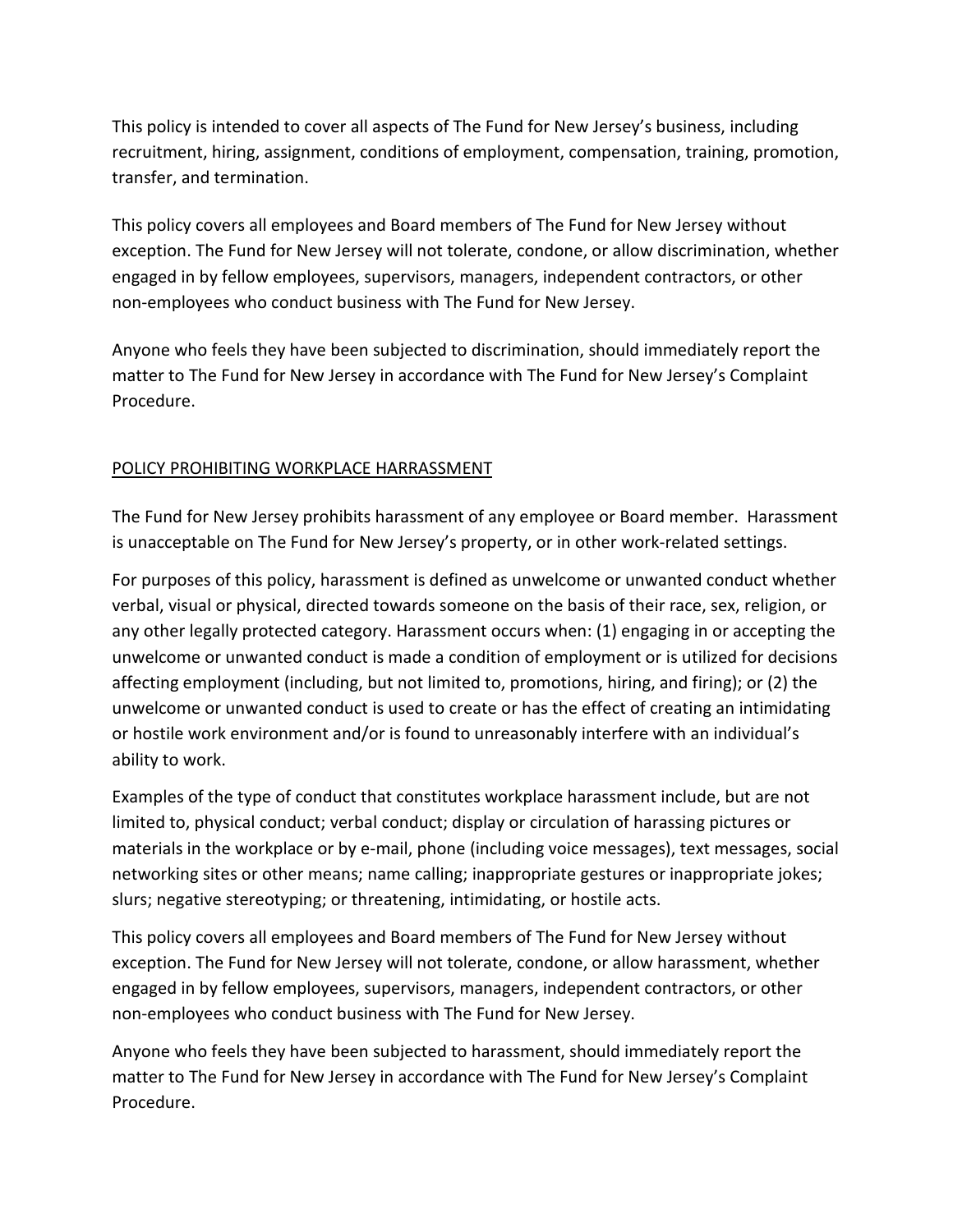This policy is intended to cover all aspects of The Fund for New Jersey's business, including recruitment, hiring, assignment, conditions of employment, compensation, training, promotion, transfer, and termination.

This policy covers all employees and Board members of The Fund for New Jersey without exception. The Fund for New Jersey will not tolerate, condone, or allow discrimination, whether engaged in by fellow employees, supervisors, managers, independent contractors, or other non-employees who conduct business with The Fund for New Jersey.

Anyone who feels they have been subjected to discrimination, should immediately report the matter to The Fund for New Jersey in accordance with The Fund for New Jersey's Complaint Procedure.

<u>POLICY PROHIBITING WORKPLACE HARRASSMENT</u>

The Fund for New Jersey prohibits harassment of any employee or Board member. Harassment is unacceptable on The Fund for New Jersey's property, or in other work-related settings.

For purposes of this policy, harassment is defined as unwelcome or unwanted conduct whether verbal, visual or physical, directed towards someone on the basis of their race, sex, religion, or any other legally protected category. Harassment occurs when: (1) engaging in or accepting the unwelcome or unwanted conduct is made a condition of employment or is utilized for decisions affecting employment (including, but not limited to, promotions, hiring, and firing); or (2) the unwelcome or unwanted conduct is used to create or has the effect of creating an intimidating or hostile work environment and/or is found to unreasonably interfere with an individual's ability to work.

Examples of the type of conduct that constitutes workplace harassment include, but are not limited to, physical conduct; verbal conduct; display or circulation of harassing pictures or materials in the workplace or by e-mail, phone (including voice messages), text messages, social networking sites or other means; name calling; inappropriate gestures or inappropriate jokes; slurs; negative stereotyping; or threatening, intimidating, or hostile acts.

This policy covers all employees and Board members of The Fund for New Jersey without exception. The Fund for New Jersey will not tolerate, condone, or allow harassment, whether engaged in by fellow employees, supervisors, managers, independent contractors, or other non-employees who conduct business with The Fund for New Jersey.

Anyone who feels they have been subjected to harassment, should immediately report the matter to The Fund for New Jersey in accordance with The Fund for New Jersey's Complaint Procedure.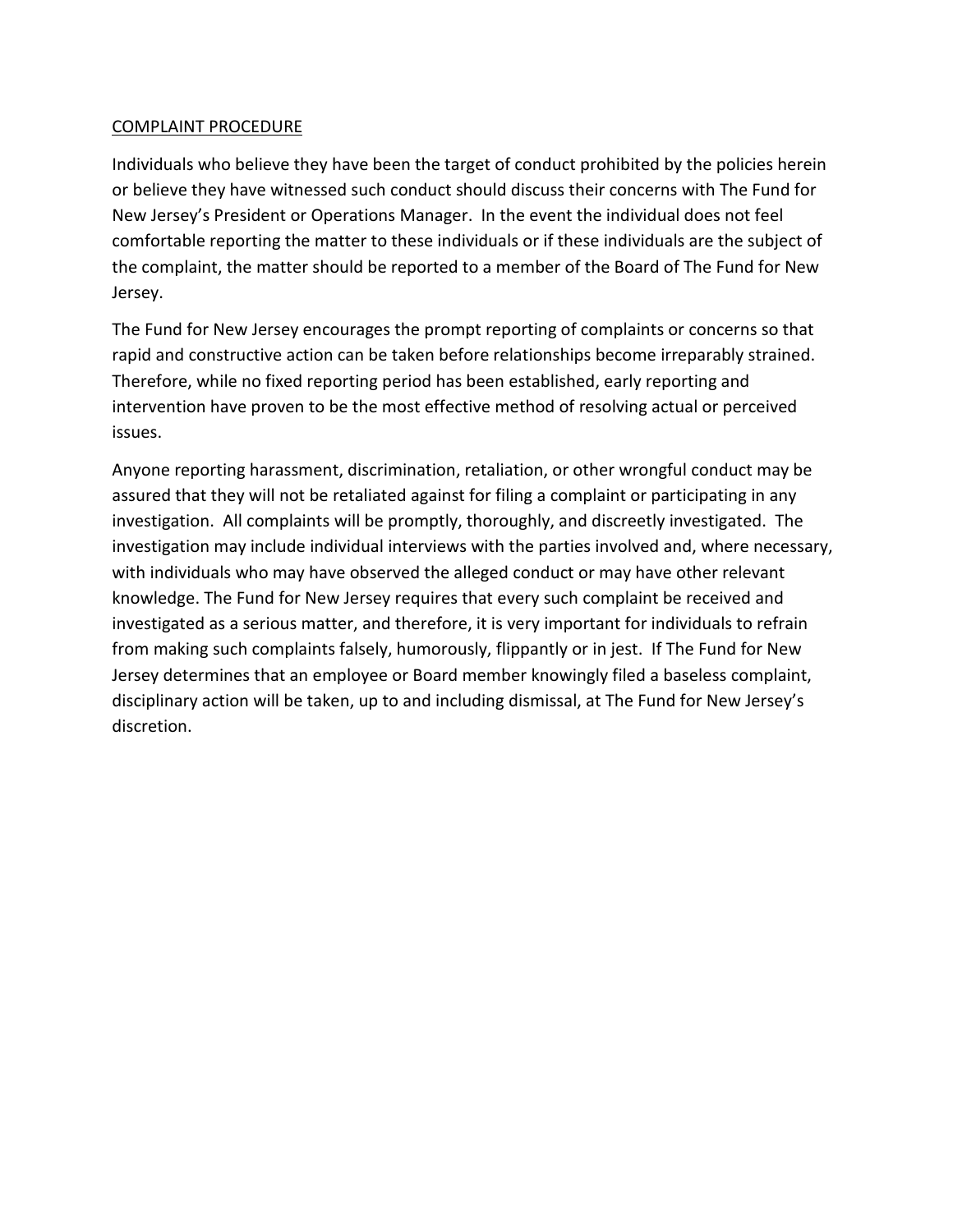## COMPLAINT PROCEDURE

Individuals who believe they have been the target of conduct prohibited by the policies herein or believe they have witnessed such conduct should discuss their concerns with The Fund for New Jersey's President or Operations Manager. In the event the individual does not feel comfortable reporting the matter to these individuals or if these individuals are the subject of the complaint, the matter should be reported to a member of the Board of The Fund for New Jersey.

The Fund for New Jersey encourages the prompt reporting of complaints or concerns so that rapid and constructive action can be taken before relationships become irreparably strained. Therefore, while no fixed reporting period has been established, early reporting and intervention have proven to be the most effective method of resolving actual or perceived issues.

Anyone reporting harassment, discrimination, retaliation, or other wrongful conduct may be assured that they will not be retaliated against for filing a complaint or participating in any investigation. All complaints will be promptly, thoroughly, and discreetly investigated. The investigation may include individual interviews with the parties involved and, where necessary, with individuals who may have observed the alleged conduct or may have other relevant knowledge. The Fund for New Jersey requires that every such complaint be received and investigated as a serious matter, and therefore, it is very important for individuals to refrain from making such complaints falsely, humorously, flippantly or in jest. If The Fund for New Jersey determines that an employee or Board member knowingly filed a baseless complaint, disciplinary action will be taken, up to and including dismissal, at The Fund for New Jersey's discretion.